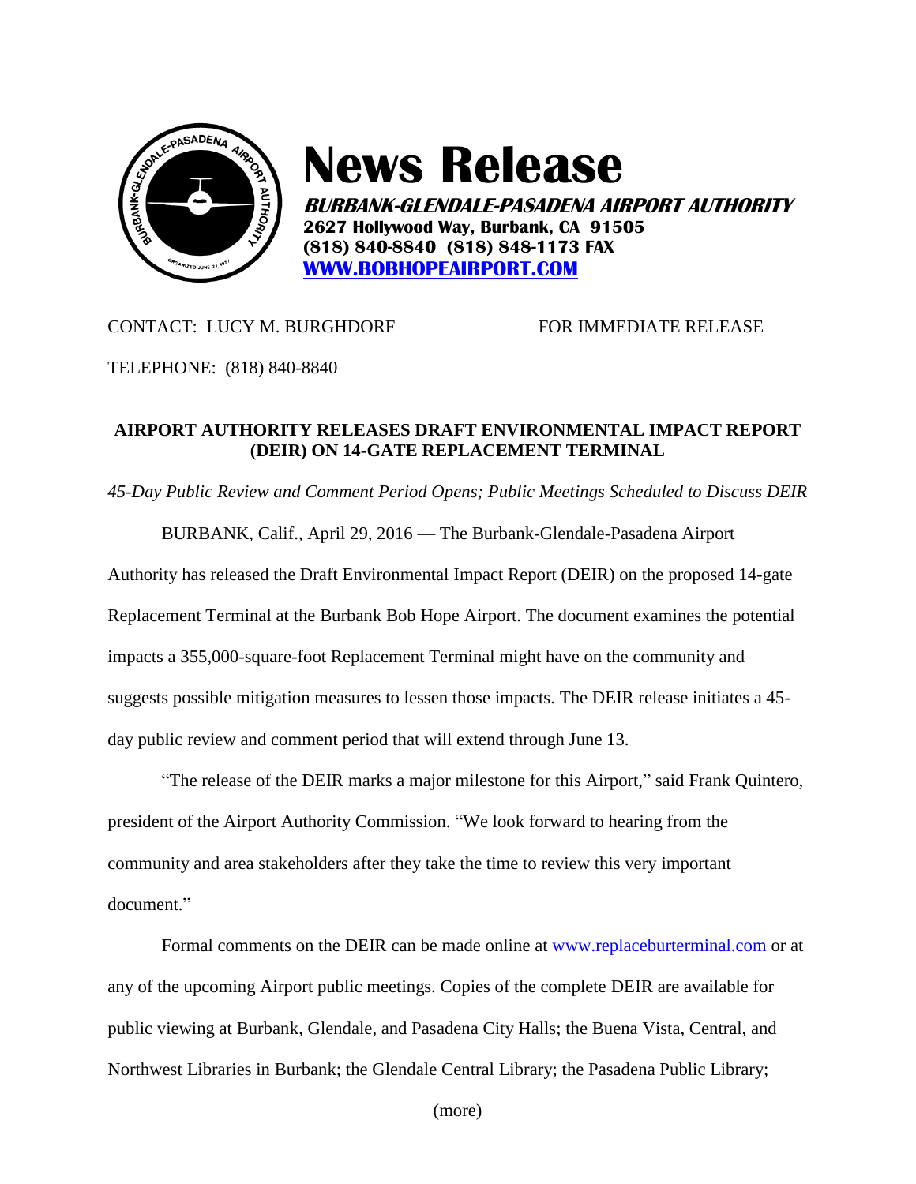# News Release

**BURBANK-GLENDALE-PASADENA AIRPORT AUTHORITY**
**2627 Hollywood Way, Burbank, CA 91505**
**(818) 840-8840 (818) 848-1173 FAX**
**[WWW.BOBHOPEAIRPORT.COM](http://WWW.BOBHOPEAIRPORT.COM)**

CONTACT: LUCY M. BURGHDORF

FOR IMMEDIATE RELEASE

TELEPHONE: (818) 840-8840

**AIRPORT AUTHORITY RELEASES DRAFT ENVIRONMENTAL IMPACT REPORT (DEIR) ON 14-GATE REPLACEMENT TERMINAL**

*45-Day Public Review and Comment Period Opens; Public Meetings Scheduled to Discuss DEIR*

BURBANK, Calif., April 29, 2016 — The Burbank-Glendale-Pasadena Airport Authority has released the Draft Environmental Impact Report (DEIR) on the proposed 14-gate Replacement Terminal at the Burbank Bob Hope Airport. The document examines the potential impacts a 355,000-square-foot Replacement Terminal might have on the community and suggests possible mitigation measures to lessen those impacts. The DEIR release initiates a 45-day public review and comment period that will extend through June 13.

"The release of the DEIR marks a major milestone for this Airport," said Frank Quintero, president of the Airport Authority Commission. "We look forward to hearing from the community and area stakeholders after they take the time to review this very important document."

Formal comments on the DEIR can be made online at [www.replaceburterminal.com](http://www.replaceburterminal.com) or at any of the upcoming Airport public meetings. Copies of the complete DEIR are available for public viewing at Burbank, Glendale, and Pasadena City Halls; the Buena Vista, Central, and Northwest Libraries in Burbank; the Glendale Central Library; the Pasadena Public Library;

(more)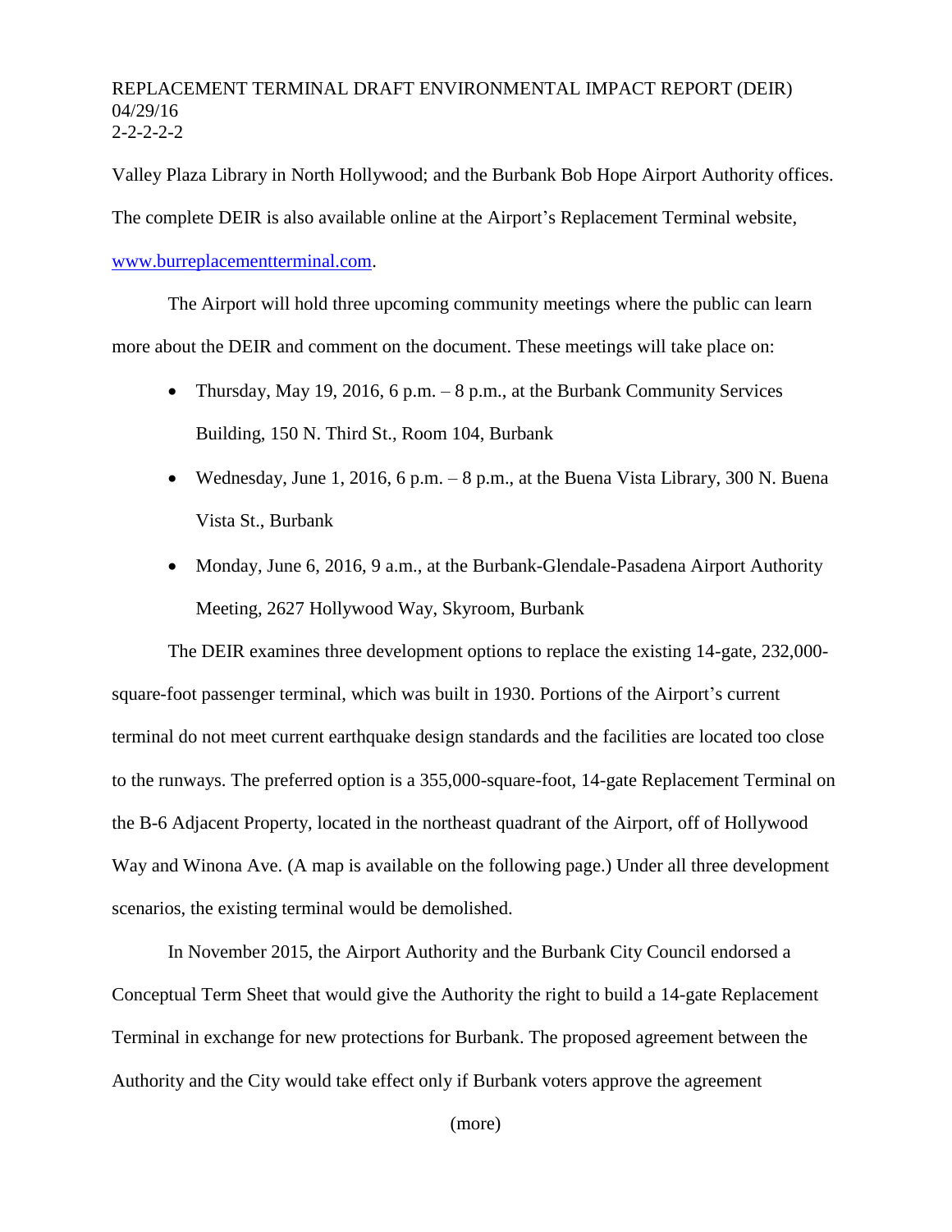Valley Plaza Library in North Hollywood; and the Burbank Bob Hope Airport Authority offices. The complete DEIR is also available online at the Airport's Replacement Terminal website, [www.burreplacementterminal.com](http://www.burreplacementterminal.com).

The Airport will hold three upcoming community meetings where the public can learn more about the DEIR and comment on the document. These meetings will take place on:

- Thursday, May 19, 2016, 6 p.m. – 8 p.m., at the Burbank Community Services Building, 150 N. Third St., Room 104, Burbank
- Wednesday, June 1, 2016, 6 p.m. – 8 p.m., at the Buena Vista Library, 300 N. Buena Vista St., Burbank
- Monday, June 6, 2016, 9 a.m., at the Burbank-Glendale-Pasadena Airport Authority Meeting, 2627 Hollywood Way, Skyroom, Burbank

The DEIR examines three development options to replace the existing 14-gate, 232,000-square-foot passenger terminal, which was built in 1930. Portions of the Airport's current terminal do not meet current earthquake design standards and the facilities are located too close to the runways. The preferred option is a 355,000-square-foot, 14-gate Replacement Terminal on the B-6 Adjacent Property, located in the northeast quadrant of the Airport, off of Hollywood Way and Winona Ave. (A map is available on the following page.) Under all three development scenarios, the existing terminal would be demolished.

In November 2015, the Airport Authority and the Burbank City Council endorsed a Conceptual Term Sheet that would give the Authority the right to build a 14-gate Replacement Terminal in exchange for new protections for Burbank. The proposed agreement between the Authority and the City would take effect only if Burbank voters approve the agreement

(more)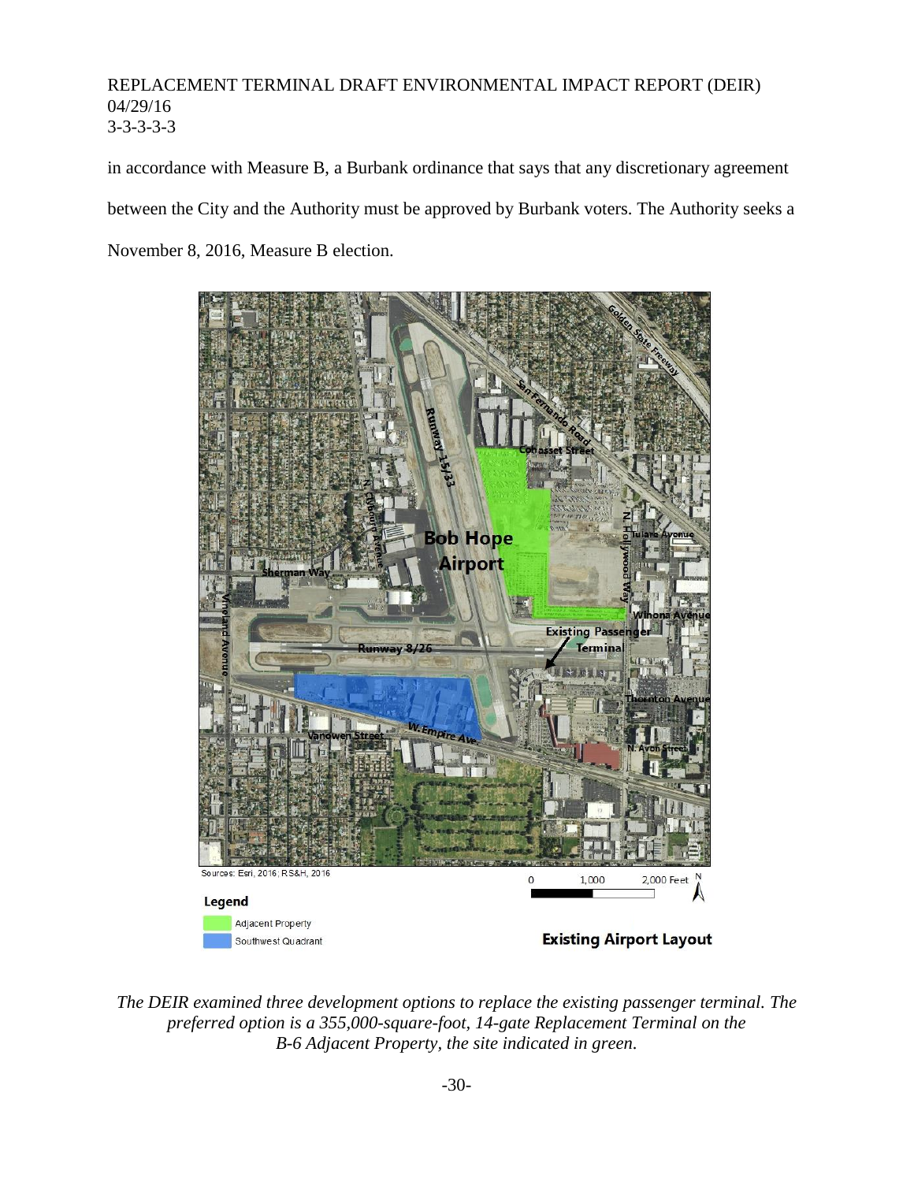in accordance with Measure B, a Burbank ordinance that says that any discretionary agreement between the City and the Authority must be approved by Burbank voters. The Authority seeks a November 8, 2016, Measure B election.

Golden State Freeway
San Fernando Road
Cohasset Street
Runway 15/33
N. Clybourn Avenue
Bob Hope Airport
N. Hollywood Way
Tulare Avenue
Sherman Way
Vineland Avenue
Winona Avenue
Existing Passenger Terminal
Runway 8/26
Thornton Avenue
Vanowen Street
W. Empire Ave.
N. Avon Street

Sources: Esri, 2016; RS&H, 2016

0 1,000 2,000 Feet N

Legend

Adjacent Property

Southwest Quadrant

Existing Airport Layout

*The DEIR examined three development options to replace the existing passenger terminal. The preferred option is a 355,000-square-foot, 14-gate Replacement Terminal on the B-6 Adjacent Property, the site indicated in green.*